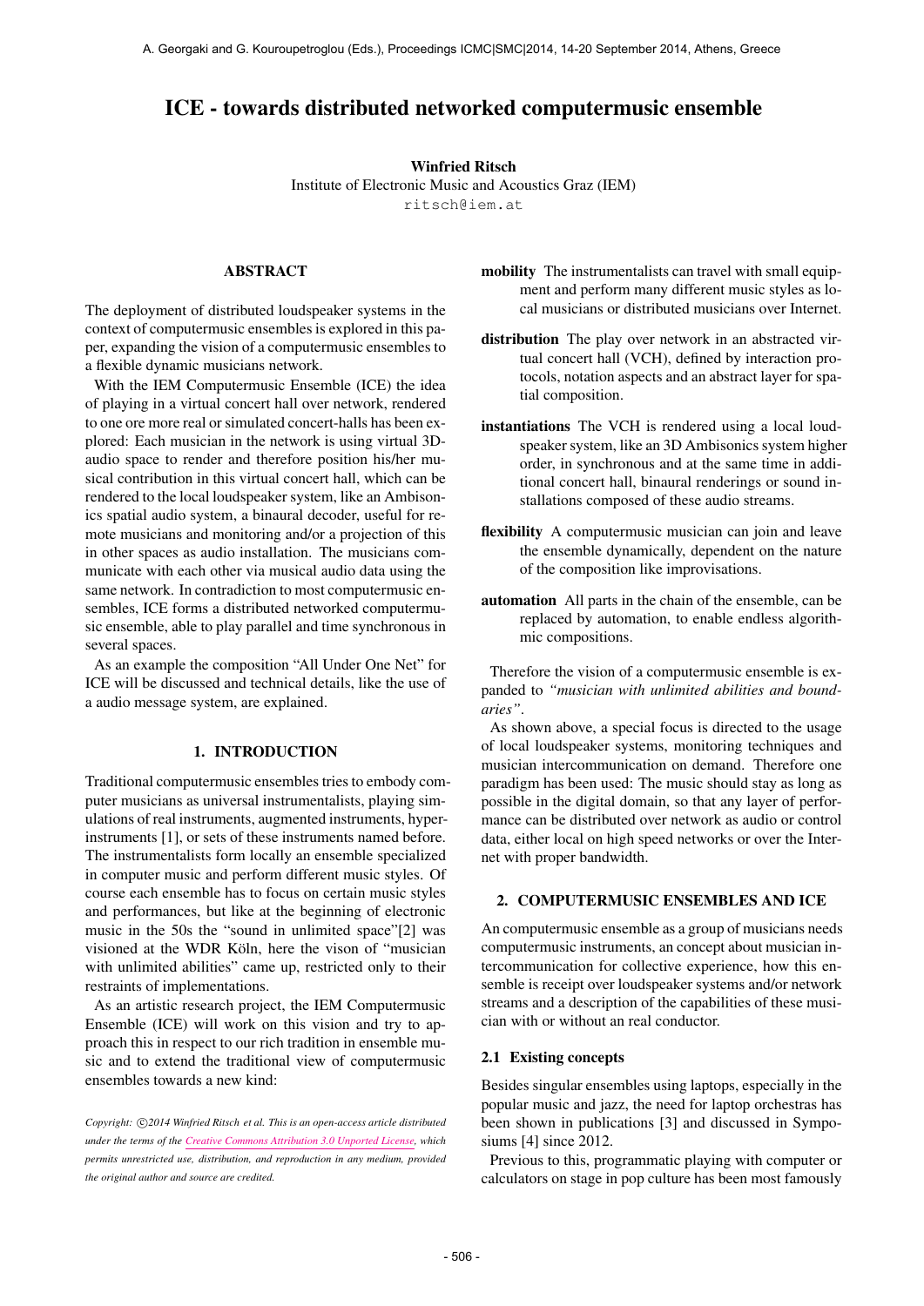# ICE - towards distributed networked computermusic ensemble

**Winfried Ritsch**
Institute of Electronic Music and Acoustics Graz (IEM)
ritsch@iem.at

## ABSTRACT

The deployment of distributed loudspeaker systems in the context of computermusic ensembles is explored in this paper, expanding the vision of a computermusic ensembles to a flexible dynamic musicians network.

With the IEM Computermusic Ensemble (ICE) the idea of playing in a virtual concert hall over network, rendered to one ore more real or simulated concert-halls has been explored: Each musician in the network is using virtual 3D-audio space to render and therefore position his/her musical contribution in this virtual concert hall, which can be rendered to the local loudspeaker system, like an Ambisonics spatial audio system, a binaural decoder, useful for remote musicians and monitoring and/or a projection of this in other spaces as audio installation. The musicians communicate with each other via musical audio data using the same network. In contradiction to most computermusic ensembles, ICE forms a distributed networked computermusic ensemble, able to play parallel and time synchronous in several spaces.

As an example the composition "All Under One Net" for ICE will be discussed and technical details, like the use of a audio message system, are explained.

## 1. INTRODUCTION

Traditional computermusic ensembles tries to embody computer musicians as universal instrumentalists, playing simulations of real instruments, augmented instruments, hyper-instruments [1], or sets of these instruments named before. The instrumentalists form locally an ensemble specialized in computer music and perform different music styles. Of course each ensemble has to focus on certain music styles and performances, but like at the beginning of electronic music in the 50s the "sound in unlimited space"[2] was visioned at the WDR Köln, here the vison of "musician with unlimited abilities" came up, restricted only to their restraints of implementations.

As an artistic research project, the IEM Computermusic Ensemble (ICE) will work on this vision and try to approach this in respect to our rich tradition in ensemble music and to extend the traditional view of computermusic ensembles towards a new kind:

**mobility** The instrumentalists can travel with small equipment and perform many different music styles as local musicians or distributed musicians over Internet.

**distribution** The play over network in an abstracted virtual concert hall (VCH), defined by interaction protocols, notation aspects and an abstract layer for spatial composition.

**instantiations** The VCH is rendered using a local loudspeaker system, like an 3D Ambisonics system higher order, in synchronous and at the same time in additional concert hall, binaural renderings or sound installations composed of these audio streams.

**flexibility** A computermusic musician can join and leave the ensemble dynamically, dependent on the nature of the composition like improvisations.

**automation** All parts in the chain of the ensemble, can be replaced by automation, to enable endless algorithmic compositions.

Therefore the vision of a computermusic ensemble is expanded to *"musician with unlimited abilities and boundaries"*.

As shown above, a special focus is directed to the usage of local loudspeaker systems, monitoring techniques and musician intercommunication on demand. Therefore one paradigm has been used: The music should stay as long as possible in the digital domain, so that any layer of performance can be distributed over network as audio or control data, either local on high speed networks or over the Internet with proper bandwidth.

## 2. COMPUTERMUSIC ENSEMBLES AND ICE

An computermusic ensemble as a group of musicians needs computermusic instruments, an concept about musician intercommunication for collective experience, how this ensemble is receipt over loudspeaker systems and/or network streams and a description of the capabilities of these musician with or without an real conductor.

### 2.1 Existing concepts

Besides singular ensembles using laptops, especially in the popular music and jazz, the need for laptop orchestras has been shown in publications [3] and discussed in Symposiums [4] since 2012.

Previous to this, programmatic playing with computer or calculators on stage in pop culture has been most famously

*Copyright: ©2014 Winfried Ritsch et al. This is an open-access article distributed under the terms of the Creative Commons Attribution 3.0 Unported License, which permits unrestricted use, distribution, and reproduction in any medium, provided the original author and source are credited.*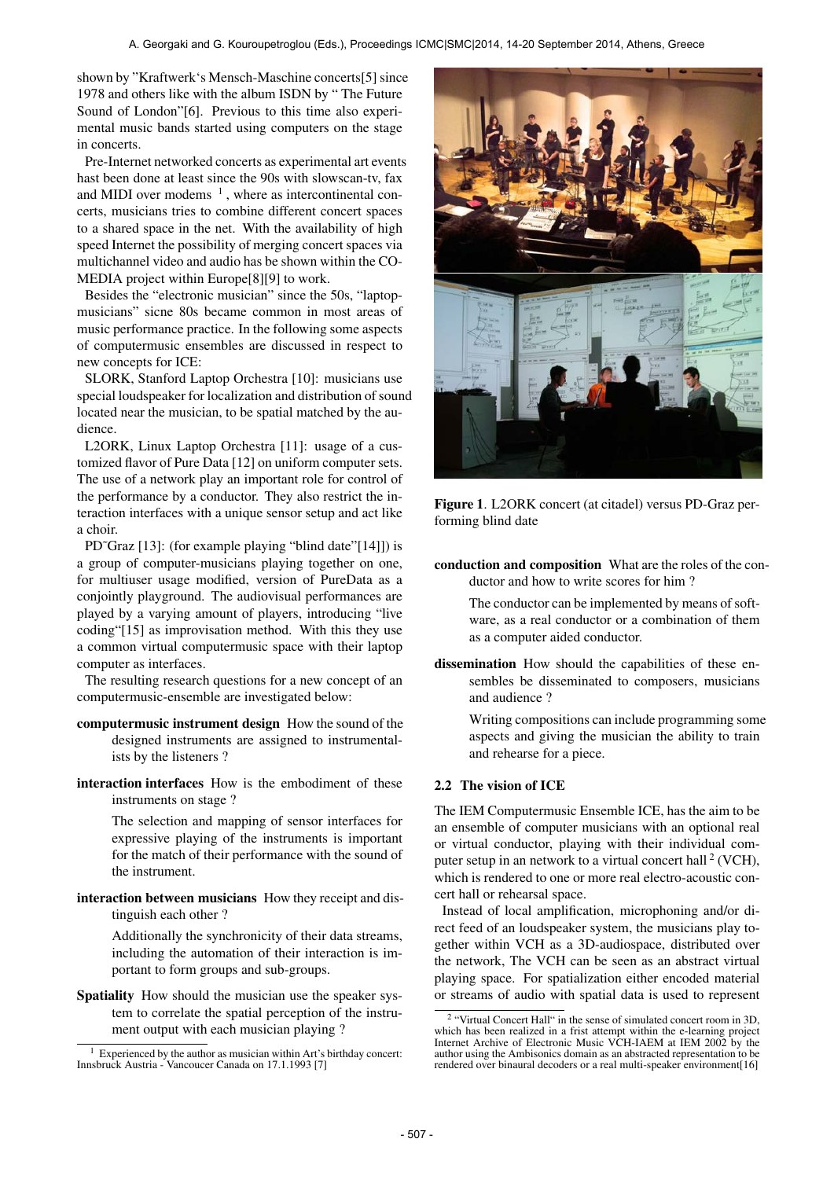shown by "Kraftwerk's Mensch-Maschine concerts[5] since 1978 and others like with the album ISDN by " The Future Sound of London"[6]. Previous to this time also experimental music bands started using computers on the stage in concerts.

Pre-Internet networked concerts as experimental art events hast been done at least since the 90s with slowscan-tv, fax and MIDI over modems [1], where as intercontinental concerts, musicians tries to combine different concert spaces to a shared space in the net. With the availability of high speed Internet the possibility of merging concert spaces via multichannel video and audio has be shown within the CO-MEDIA project within Europe[8][9] to work.

Besides the "electronic musician" since the 50s, "laptop-musicians" sicne 80s became common in most areas of music performance practice. In the following some aspects of computermusic ensembles are discussed in respect to new concepts for ICE:

SLORK, Stanford Laptop Orchestra [10]: musicians use special loudspeaker for localization and distribution of sound located near the musician, to be spatial matched by the audience.

L2ORK, Linux Laptop Orchestra [11]: usage of a customized flavor of Pure Data [12] on uniform computer sets. The use of a network play an important role for control of the performance by a conductor. They also restrict the interaction interfaces with a unique sensor setup and act like a choir.

PD˜Graz [13]: (for example playing "blind date"[14]]) is a group of computer-musicians playing together on one, for multiuser usage modified, version of PureData as a conjointly playground. The audiovisual performances are played by a varying amount of players, introducing "live coding"[15] as improvisation method. With this they use a common virtual computermusic space with their laptop computer as interfaces.

The resulting research questions for a new concept of an computermusic-ensemble are investigated below:

**computermusic instrument design** How the sound of the designed instruments are assigned to instrumentalists by the listeners ?

**interaction interfaces** How is the embodiment of these instruments on stage ?

The selection and mapping of sensor interfaces for expressive playing of the instruments is important for the match of their performance with the sound of the instrument.

**interaction between musicians** How they receipt and distinguish each other ?

Additionally the synchronicity of their data streams, including the automation of their interaction is important to form groups and sub-groups.

**Spatiality** How should the musician use the speaker system to correlate the spatial perception of the instrument output with each musician playing ?

Figure 1. L2ORK concert (at citadel) versus PD-Graz performing blind date

**conduction and composition** What are the roles of the conductor and how to write scores for him ?

The conductor can be implemented by means of software, as a real conductor or a combination of them as a computer aided conductor.

**dissemination** How should the capabilities of these ensembles be disseminated to composers, musicians and audience ?

Writing compositions can include programming some aspects and giving the musician the ability to train and rehearse for a piece.

### 2.2 The vision of ICE

The IEM Computermusic Ensemble ICE, has the aim to be an ensemble of computer musicians with an optional real or virtual conductor, playing with their individual computer setup in an network to a virtual concert hall [2] (VCH), which is rendered to one or more real electro-acoustic concert hall or rehearsal space.

Instead of local amplification, microphoning and/or direct feed of an loudspeaker system, the musicians play together within VCH as a 3D-audiospace, distributed over the network, The VCH can be seen as an abstract virtual playing space. For spatialization either encoded material or streams of audio with spatial data is used to represent

[1] Experienced by the author as musician within Art's birthday concert: Innsbruck Austria - Vancoucer Canada on 17.1.1993 [7]

[2] "Virtual Concert Hall" in the sense of simulated concert room in 3D, which has been realized in a frist attempt within the e-learning project Internet Archive of Electronic Music VCH-IAEM at IEM 2002 by the author using the Ambisonics domain as an abstracted representation to be rendered over binaural decoders or a real multi-speaker environment[16]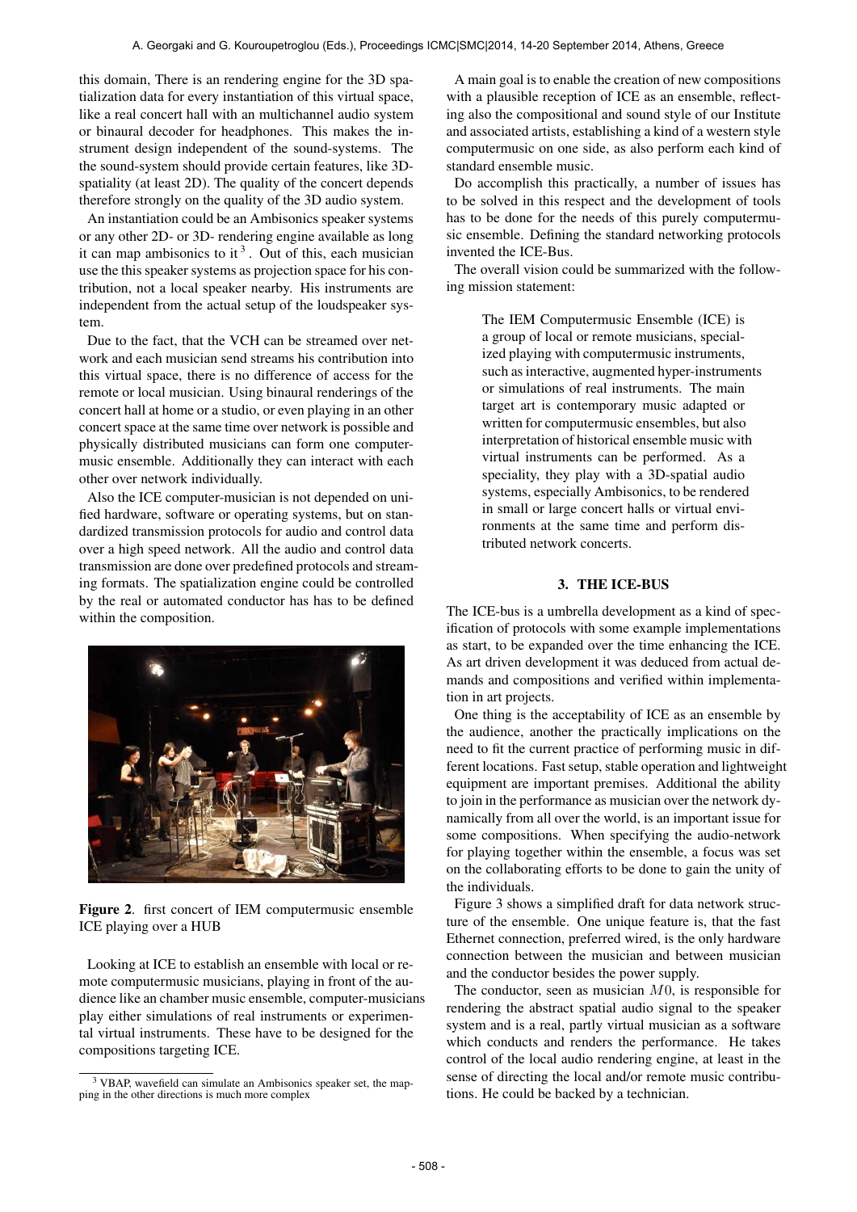this domain, There is an rendering engine for the 3D spatialization data for every instantiation of this virtual space, like a real concert hall with an multichannel audio system or binaural decoder for headphones. This makes the instrument design independent of the sound-systems. The the sound-system should provide certain features, like 3D-spatiality (at least 2D). The quality of the concert depends therefore strongly on the quality of the 3D audio system.

An instantiation could be an Ambisonics speaker systems or any other 2D- or 3D- rendering engine available as long it can map ambisonics to it [3]. Out of this, each musician use the this speaker systems as projection space for his contribution, not a local speaker nearby. His instruments are independent from the actual setup of the loudspeaker system.

Due to the fact, that the VCH can be streamed over network and each musician send streams his contribution into this virtual space, there is no difference of access for the remote or local musician. Using binaural renderings of the concert hall at home or a studio, or even playing in an other concert space at the same time over network is possible and physically distributed musicians can form one computermusic ensemble. Additionally they can interact with each other over network individually.

Also the ICE computer-musician is not depended on unified hardware, software or operating systems, but on standardized transmission protocols for audio and control data over a high speed network. All the audio and control data transmission are done over predefined protocols and streaming formats. The spatialization engine could be controlled by the real or automated conductor has has to be defined within the composition.

**Figure 2**. first concert of IEM computermusic ensemble ICE playing over a HUB

Looking at ICE to establish an ensemble with local or remote computermusic musicians, playing in front of the audience like an chamber music ensemble, computer-musicians play either simulations of real instruments or experimental virtual instruments. These have to be designed for the compositions targeting ICE.

[3] VBAP, wavefield can simulate an Ambisonics speaker set, the mapping in the other directions is much more complex

A main goal is to enable the creation of new compositions with a plausible reception of ICE as an ensemble, reflecting also the compositional and sound style of our Institute and associated artists, establishing a kind of a western style computermusic on one side, as also perform each kind of standard ensemble music.

Do accomplish this practically, a number of issues has to be solved in this respect and the development of tools has to be done for the needs of this purely computermusic ensemble. Defining the standard networking protocols invented the ICE-Bus.

The overall vision could be summarized with the following mission statement:

> The IEM Computermusic Ensemble (ICE) is a group of local or remote musicians, specialized playing with computermusic instruments, such as interactive, augmented hyper-instruments or simulations of real instruments. The main target art is contemporary music adapted or written for computermusic ensembles, but also interpretation of historical ensemble music with virtual instruments can be performed. As a speciality, they play with a 3D-spatial audio systems, especially Ambisonics, to be rendered in small or large concert halls or virtual environments at the same time and perform distributed network concerts.

## 3. THE ICE-BUS

The ICE-bus is a umbrella development as a kind of specification of protocols with some example implementations as start, to be expanded over the time enhancing the ICE. As art driven development it was deduced from actual demands and compositions and verified within implementation in art projects.

One thing is the acceptability of ICE as an ensemble by the audience, another the practically implications on the need to fit the current practice of performing music in different locations. Fast setup, stable operation and lightweight equipment are important premises. Additional the ability to join in the performance as musician over the network dynamically from all over the world, is an important issue for some compositions. When specifying the audio-network for playing together within the ensemble, a focus was set on the collaborating efforts to be done to gain the unity of the individuals.

Figure 3 shows a simplified draft for data network structure of the ensemble. One unique feature is, that the fast Ethernet connection, preferred wired, is the only hardware connection between the musician and between musician and the conductor besides the power supply.

The conductor, seen as musician $M0$, is responsible for rendering the abstract spatial audio signal to the speaker system and is a real, partly virtual musician as a software which conducts and renders the performance. He takes control of the local audio rendering engine, at least in the sense of directing the local and/or remote music contributions. He could be backed by a technician.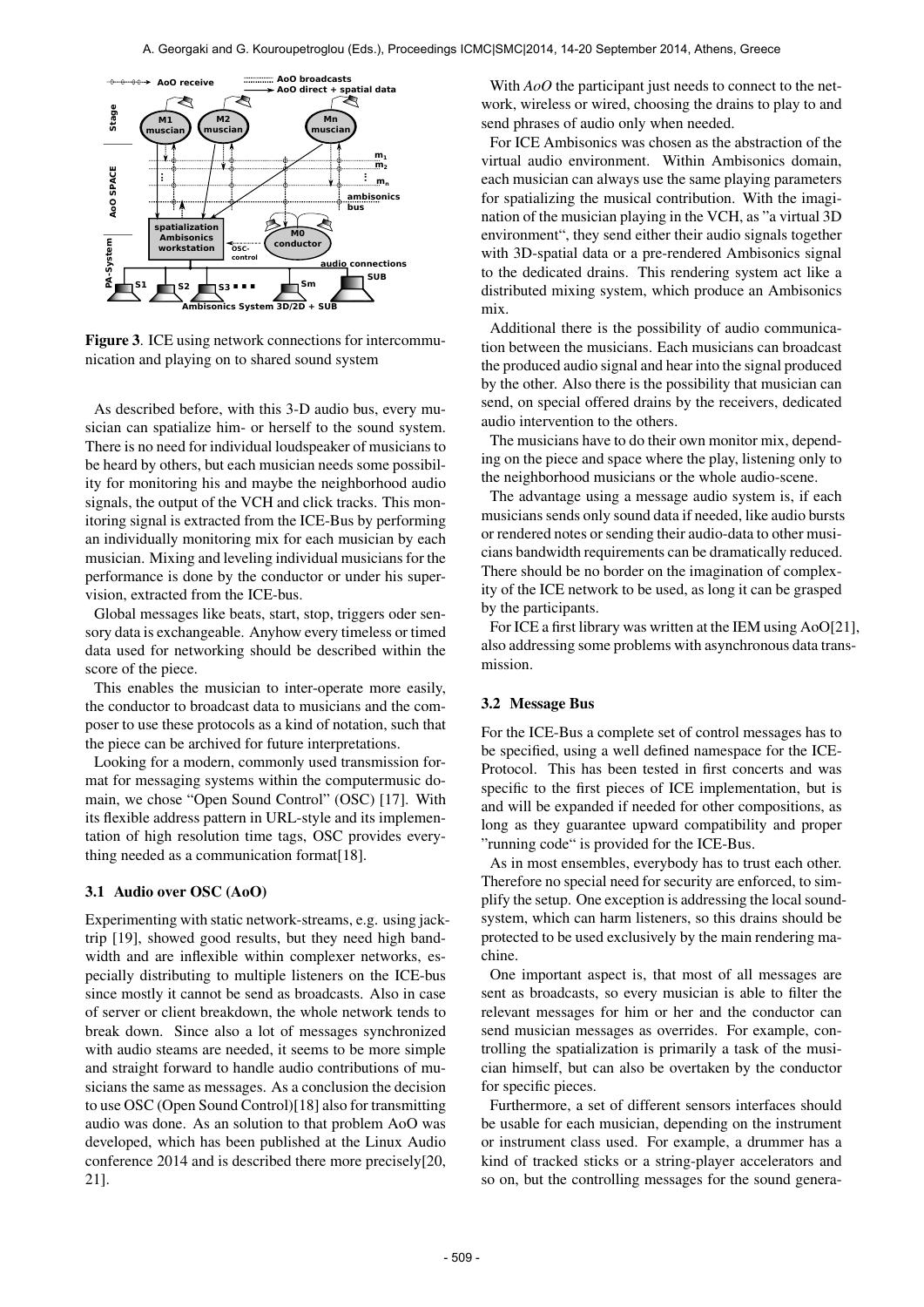**Figure 3**. ICE using network connections for intercommunication and playing on to shared sound system

As described before, with this 3-D audio bus, every musician can spatialize him- or herself to the sound system. There is no need for individual loudspeaker of musicians to be heard by others, but each musician needs some possibility for monitoring his and maybe the neighborhood audio signals, the output of the VCH and click tracks. This monitoring signal is extracted from the ICE-Bus by performing an individually monitoring mix for each musician by each musician. Mixing and leveling individual musicians for the performance is done by the conductor or under his supervision, extracted from the ICE-bus.

Global messages like beats, start, stop, triggers oder sensory data is exchangeable. Anyhow every timeless or timed data used for networking should be described within the score of the piece.

This enables the musician to inter-operate more easily, the conductor to broadcast data to musicians and the composer to use these protocols as a kind of notation, such that the piece can be archived for future interpretations.

Looking for a modern, commonly used transmission format for messaging systems within the computermusic domain, we chose "Open Sound Control" (OSC) [17]. With its flexible address pattern in URL-style and its implementation of high resolution time tags, OSC provides everything needed as a communication format[18].

### 3.1 Audio over OSC (AoO)

Experimenting with static network-streams, e.g. using jacktrip [19], showed good results, but they need high bandwidth and are inflexible within complexer networks, especially distributing to multiple listeners on the ICE-bus since mostly it cannot be send as broadcasts. Also in case of server or client breakdown, the whole network tends to break down. Since also a lot of messages synchronized with audio steams are needed, it seems to be more simple and straight forward to handle audio contributions of musicians the same as messages. As a conclusion the decision to use OSC (Open Sound Control)[18] also for transmitting audio was done. As an solution to that problem AoO was developed, which has been published at the Linux Audio conference 2014 and is described there more precisely[20, 21].

With *AoO* the participant just needs to connect to the network, wireless or wired, choosing the drains to play to and send phrases of audio only when needed.

For ICE Ambisonics was chosen as the abstraction of the virtual audio environment. Within Ambisonics domain, each musician can always use the same playing parameters for spatializing the musical contribution. With the imagination of the musician playing in the VCH, as "a virtual 3D environment", they send either their audio signals together with 3D-spatial data or a pre-rendered Ambisonics signal to the dedicated drains. This rendering system act like a distributed mixing system, which produce an Ambisonics mix.

Additional there is the possibility of audio communication between the musicians. Each musicians can broadcast the produced audio signal and hear into the signal produced by the other. Also there is the possibility that musician can send, on special offered drains by the receivers, dedicated audio intervention to the others.

The musicians have to do their own monitor mix, depending on the piece and space where the play, listening only to the neighborhood musicians or the whole audio-scene.

The advantage using a message audio system is, if each musicians sends only sound data if needed, like audio bursts or rendered notes or sending their audio-data to other musicians bandwidth requirements can be dramatically reduced. There should be no border on the imagination of complexity of the ICE network to be used, as long it can be grasped by the participants.

For ICE a first library was written at the IEM using AoO[21], also addressing some problems with asynchronous data transmission.

### 3.2 Message Bus

For the ICE-Bus a complete set of control messages has to be specified, using a well defined namespace for the ICE-Protocol. This has been tested in first concerts and was specific to the first pieces of ICE implementation, but is and will be expanded if needed for other compositions, as long as they guarantee upward compatibility and proper "running code" is provided for the ICE-Bus.

As in most ensembles, everybody has to trust each other. Therefore no special need for security are enforced, to simplify the setup. One exception is addressing the local soundsystem, which can harm listeners, so this drains should be protected to be used exclusively by the main rendering machine.

One important aspect is, that most of all messages are sent as broadcasts, so every musician is able to filter the relevant messages for him or her and the conductor can send musician messages as overrides. For example, controlling the spatialization is primarily a task of the musician himself, but can also be overtaken by the conductor for specific pieces.

Furthermore, a set of different sensors interfaces should be usable for each musician, depending on the instrument or instrument class used. For example, a drummer has a kind of tracked sticks or a string-player accelerators and so on, but the controlling messages for the sound genera-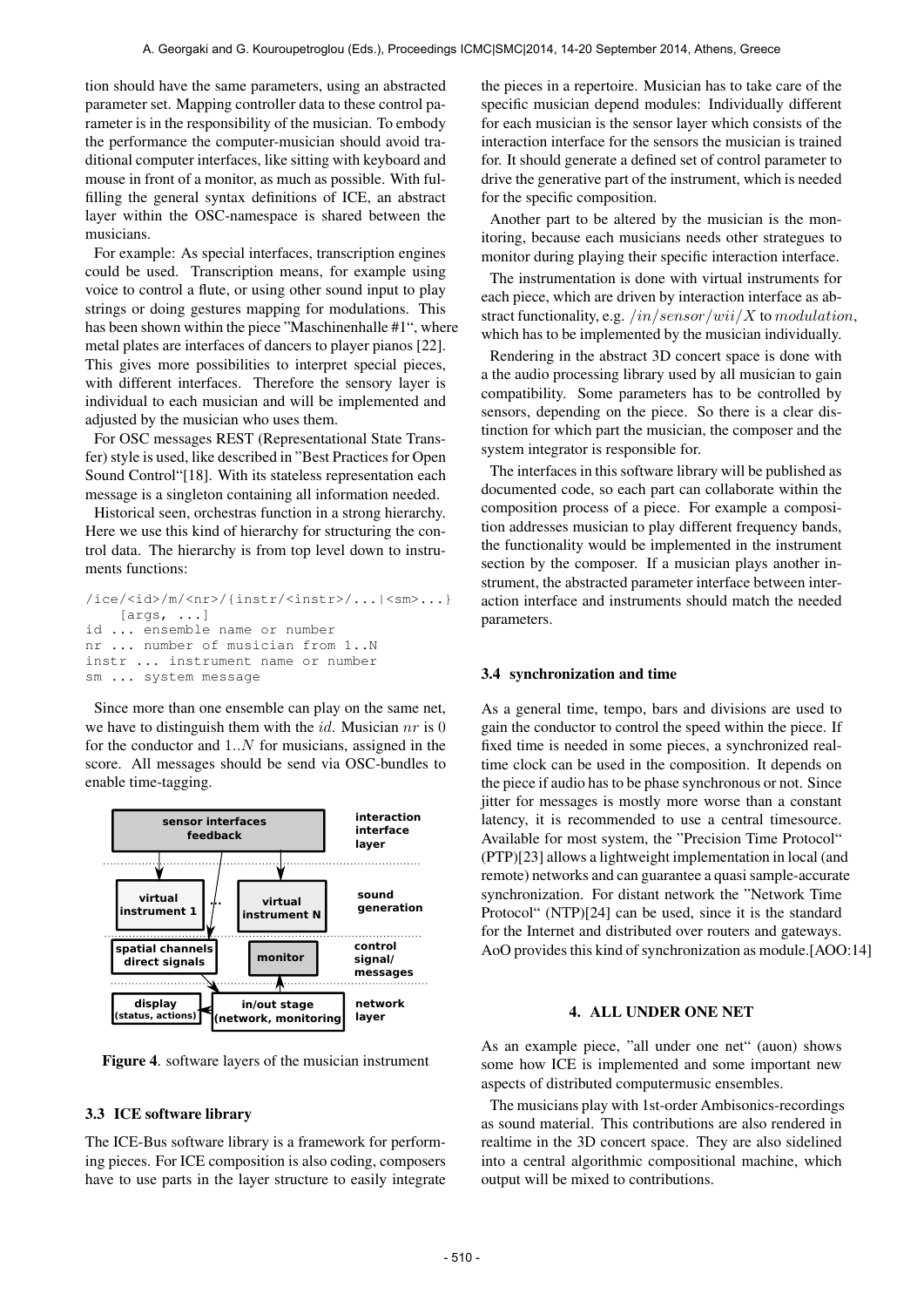tion should have the same parameters, using an abstracted parameter set. Mapping controller data to these control parameter is in the responsibility of the musician. To embody the performance the computer-musician should avoid traditional computer interfaces, like sitting with keyboard and mouse in front of a monitor, as much as possible. With fulfilling the general syntax definitions of ICE, an abstract layer within the OSC-namespace is shared between the musicians.

For example: As special interfaces, transcription engines could be used. Transcription means, for example using voice to control a flute, or using other sound input to play strings or doing gestures mapping for modulations. This has been shown within the piece "Maschinenhalle #1", where metal plates are interfaces of dancers to player pianos [22]. This gives more possibilities to interpret special pieces, with different interfaces. Therefore the sensory layer is individual to each musician and will be implemented and adjusted by the musician who uses them.

For OSC messages REST (Representational State Transfer) style is used, like described in "Best Practices for Open Sound Control"[18]. With its stateless representation each message is a singleton containing all information needed.

Historical seen, orchestras function in a strong hierarchy. Here we use this kind of hierarchy for structuring the control data. The hierarchy is from top level down to instruments functions:

```
/ice/<id>/m/<nr>/{instr/<instr>/...|<sm>...}
    [args, ...]
id ... ensemble name or number
nr ... number of musician from 1..N
instr ... instrument name or number
sm ... system message
```

Since more than one ensemble can play on the same net, we have to distinguish them with the $id$. Musician $nr$ is 0 for the conductor and $1..N$ for musicians, assigned in the score. All messages should be send via OSC-bundles to enable time-tagging.

**Figure 4**. software layers of the musician instrument

### 3.3 ICE software library

The ICE-Bus software library is a framework for performing pieces. For ICE composition is also coding, composers have to use parts in the layer structure to easily integrate the pieces in a repertoire. Musician has to take care of the specific musician depend modules: Individually different for each musician is the sensor layer which consists of the interaction interface for the sensors the musician is trained for. It should generate a defined set of control parameter to drive the generative part of the instrument, which is needed for the specific composition.

Another part to be altered by the musician is the monitoring, because each musicians needs other strategues to monitor during playing their specific interaction interface.

The instrumentation is done with virtual instruments for each piece, which are driven by interaction interface as abstract functionality, e.g. $/in/sensor/wii/X$ to $modulation$, which has to be implemented by the musician individually.

Rendering in the abstract 3D concert space is done with a the audio processing library used by all musician to gain compatibility. Some parameters has to be controlled by sensors, depending on the piece. So there is a clear distinction for which part the musician, the composer and the system integrator is responsible for.

The interfaces in this software library will be published as documented code, so each part can collaborate within the composition process of a piece. For example a composition addresses musician to play different frequency bands, the functionality would be implemented in the instrument section by the composer. If a musician plays another instrument, the abstracted parameter interface between interaction interface and instruments should match the needed parameters.

### 3.4 synchronization and time

As a general time, tempo, bars and divisions are used to gain the conductor to control the speed within the piece. If fixed time is needed in some pieces, a synchronized realtime clock can be used in the composition. It depends on the piece if audio has to be phase synchronous or not. Since jitter for messages is mostly more worse than a constant latency, it is recommended to use a central timesource. Available for most system, the "Precision Time Protocol" (PTP)[23] allows a lightweight implementation in local (and remote) networks and can guarantee a quasi sample-accurate synchronization. For distant network the "Network Time Protocol" (NTP)[24] can be used, since it is the standard for the Internet and distributed over routers and gateways. AoO provides this kind of synchronization as module.[AOO:14]

## 4. ALL UNDER ONE NET

As an example piece, "all under one net" (auon) shows some how ICE is implemented and some important new aspects of distributed computermusic ensembles.

The musicians play with 1st-order Ambisonics-recordings as sound material. This contributions are also rendered in realtime in the 3D concert space. They are also sidelined into a central algorithmic compositional machine, which output will be mixed to contributions.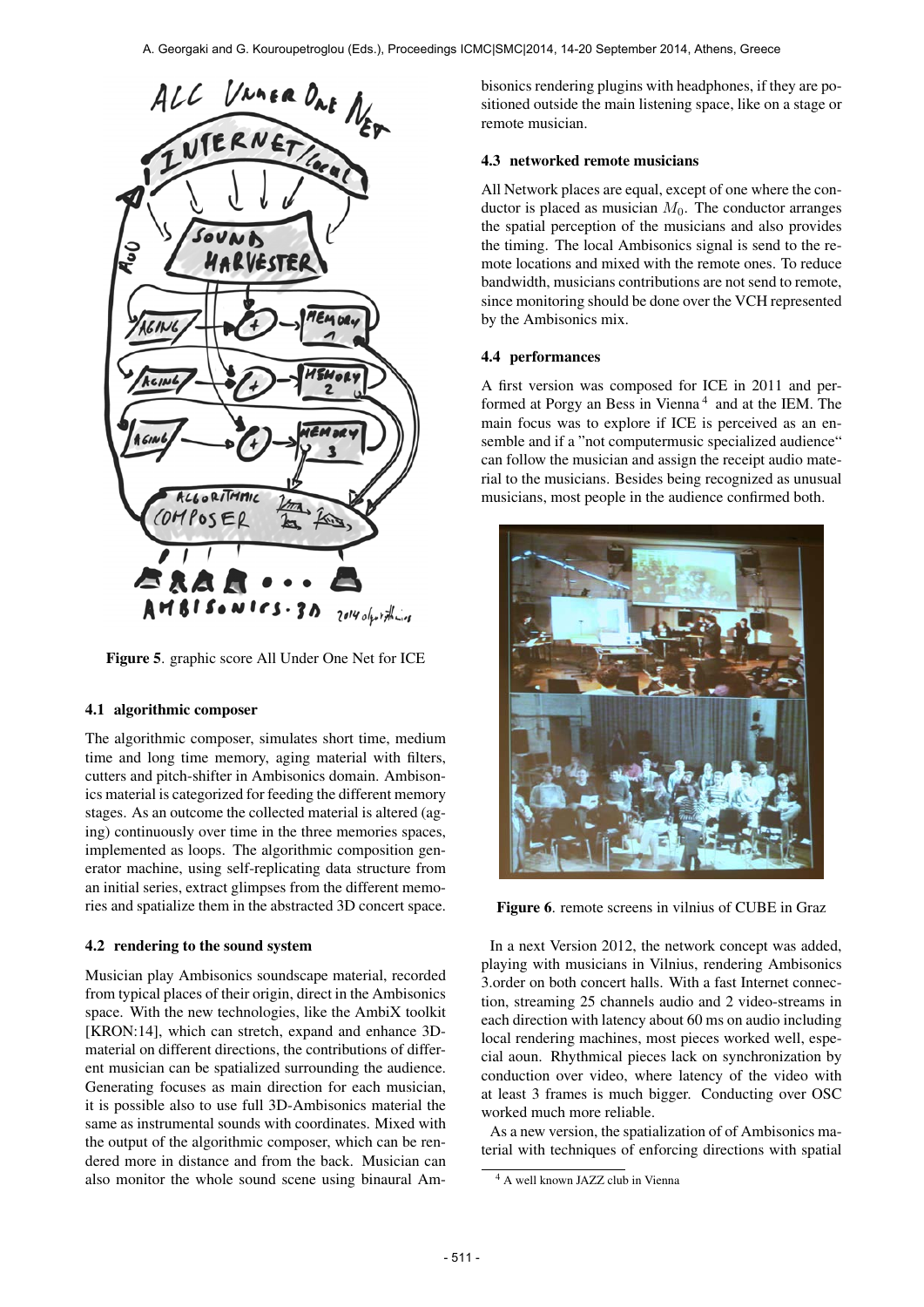Figure 5. graphic score All Under One Net for ICE

### 4.1 algorithmic composer

The algorithmic composer, simulates short time, medium time and long time memory, aging material with filters, cutters and pitch-shifter in Ambisonics domain. Ambisonics material is categorized for feeding the different memory stages. As an outcome the collected material is altered (aging) continuously over time in the three memories spaces, implemented as loops. The algorithmic composition generator machine, using self-replicating data structure from an initial series, extract glimpses from the different memories and spatialize them in the abstracted 3D concert space.

### 4.2 rendering to the sound system

Musician play Ambisonics soundscape material, recorded from typical places of their origin, direct in the Ambisonics space. With the new technologies, like the AmbiX toolkit [KRON:14], which can stretch, expand and enhance 3D-material on different directions, the contributions of different musician can be spatialized surrounding the audience. Generating focuses as main direction for each musician, it is possible also to use full 3D-Ambisonics material the same as instrumental sounds with coordinates. Mixed with the output of the algorithmic composer, which can be rendered more in distance and from the back. Musician can also monitor the whole sound scene using binaural Ambisonics rendering plugins with headphones, if they are positioned outside the main listening space, like on a stage or remote musician.

### 4.3 networked remote musicians

All Network places are equal, except of one where the conductor is placed as musician $M_0$. The conductor arranges the spatial perception of the musicians and also provides the timing. The local Ambisonics signal is send to the remote locations and mixed with the remote ones. To reduce bandwidth, musicians contributions are not send to remote, since monitoring should be done over the VCH represented by the Ambisonics mix.

### 4.4 performances

A first version was composed for ICE in 2011 and performed at Porgy an Bess in Vienna [4] and at the IEM. The main focus was to explore if ICE is perceived as an ensemble and if a "not computermusic specialized audience" can follow the musician and assign the receipt audio material to the musicians. Besides being recognized as unusual musicians, most people in the audience confirmed both.

Figure 6. remote screens in vilnius of CUBE in Graz

In a next Version 2012, the network concept was added, playing with musicians in Vilnius, rendering Ambisonics 3.order on both concert halls. With a fast Internet connection, streaming 25 channels audio and 2 video-streams in each direction with latency about 60 ms on audio including local rendering machines, most pieces worked well, especial aoun. Rhythmical pieces lack on synchronization by conduction over video, where latency of the video with at least 3 frames is much bigger. Conducting over OSC worked much more reliable.

As a new version, the spatialization of of Ambisonics material with techniques of enforcing directions with spatial

[4] A well known JAZZ club in Vienna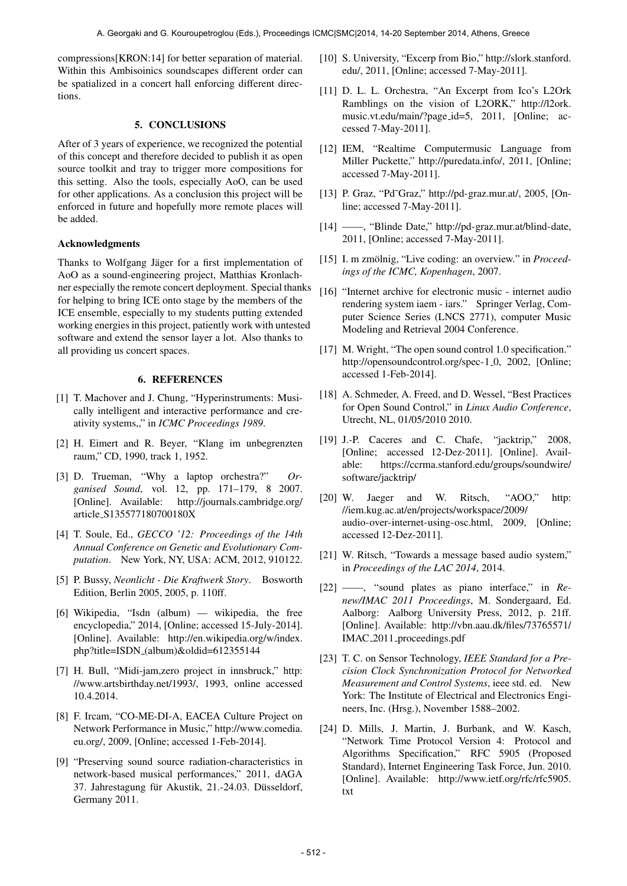compressions[KRON:14] for better separation of material. Within this Ambisoinics soundscapes different order can be spatialized in a concert hall enforcing different directions.

## 5. CONCLUSIONS

After of 3 years of experience, we recognized the potential of this concept and therefore decided to publish it as open source toolkit and tray to trigger more compositions for this setting. Also the tools, especially AoO, can be used for other applications. As a conclusion this project will be enforced in future and hopefully more remote places will be added.

### Acknowledgments

Thanks to Wolfgang Jäger for a first implementation of AoO as a sound-engineering project, Matthias Kronlachner especially the remote concert deployment. Special thanks for helping to bring ICE onto stage by the members of the ICE ensemble, especially to my students putting extended working energies in this project, patiently work with untested software and extend the sensor layer a lot. Also thanks to all providing us concert spaces.

## 6. REFERENCES

[1] T. Machover and J. Chung, "Hyperinstruments: Musically intelligent and interactive performance and creativity systems,," in *ICMC Proceedings 1989*.

[2] H. Eimert and R. Beyer, "Klang im unbegrenzten raum," CD, 1990, track 1, 1952.

[3] D. Trueman, "Why a laptop orchestra?" *Organised Sound*, vol. 12, pp. 171–179, 8 2007. [Online]. Available: http://journals.cambridge.org/article_S135577180700180X

[4] T. Soule, Ed., *GECCO '12: Proceedings of the 14th Annual Conference on Genetic and Evolutionary Computation*. New York, NY, USA: ACM, 2012, 910122.

[5] P. Bussy, *Neonlicht - Die Kraftwerk Story*. Bosworth Edition, Berlin 2005, 2005, p. 110ff.

[6] Wikipedia, "Isdn (album) — wikipedia, the free encyclopedia," 2014, [Online; accessed 15-July-2014]. [Online]. Available: http://en.wikipedia.org/w/index.php?title=ISDN_(album)&oldid=612355144

[7] H. Bull, "Midi-jam,zero project in innsbruck," http://www.artsbirthday.net/1993/, 1993, online accessed 10.4.2014.

[8] F. Ircam, "CO-ME-DI-A, EACEA Culture Project on Network Performance in Music," http://www.comedia.eu.org/, 2009, [Online; accessed 1-Feb-2014].

[9] "Preserving sound source radiation-characteristics in network-based musical performances," 2011, dAGA 37. Jahrestagung für Akustik, 21.-24.03. Düsseldorf, Germany 2011.

[10] S. University, "Excerp from Bio," http://slork.stanford.edu/, 2011, [Online; accessed 7-May-2011].

[11] D. L. L. Orchestra, "An Excerpt from Ico's L2Ork Ramblings on the vision of L2ORK," http://l2ork.music.vt.edu/main/?page_id=5, 2011, [Online; accessed 7-May-2011].

[12] IEM, "Realtime Computermusic Language from Miller Puckette," http://puredata.info/, 2011, [Online; accessed 7-May-2011].

[13] P. Graz, "Pd˜Graz," http://pd-graz.mur.at/, 2005, [Online; accessed 7-May-2011].

[14] ——, "Blinde Date," http://pd-graz.mur.at/blind-date, 2011, [Online; accessed 7-May-2011].

[15] I. m zmölnig, "Live coding: an overview." in *Proceedings of the ICMC, Kopenhagen*, 2007.

[16] "Internet archive for electronic music - internet audio rendering system iaem - iars." Springer Verlag, Computer Science Series (LNCS 2771), computer Music Modeling and Retrieval 2004 Conference.

[17] M. Wright, "The open sound control 1.0 specification." http://opensoundcontrol.org/spec-1_0, 2002, [Online; accessed 1-Feb-2014].

[18] A. Schmeder, A. Freed, and D. Wessel, "Best Practices for Open Sound Control," in *Linux Audio Conference*, Utrecht, NL, 01/05/2010 2010.

[19] J.-P. Caceres and C. Chafe, "jacktrip," 2008, [Online; accessed 12-Dez-2011]. [Online]. Available: https://ccrma.stanford.edu/groups/soundwire/software/jacktrip/

[20] W. Jaeger and W. Ritsch, "AOO," http://iem.kug.ac.at/en/projects/workspace/2009/audio-over-internet-using-osc.html, 2009, [Online; accessed 12-Dez-2011].

[21] W. Ritsch, "Towards a message based audio system," in *Proceedings of the LAC 2014*, 2014.

[22] ——, "sound plates as piano interface," in *Renew/IMAC 2011 Proceedings*, M. Sondergaard, Ed. Aalborg: Aalborg University Press, 2012, p. 21ff. [Online]. Available: http://vbn.aau.dk/files/73765571/IMAC_2011_proceedings.pdf

[23] T. C. on Sensor Technology, *IEEE Standard for a Precision Clock Synchronization Protocol for Networked Measurement and Control Systems*, ieee std. ed. New York: The Institute of Electrical and Electronics Engineers, Inc. (Hrsg.), November 1588–2002.

[24] D. Mills, J. Martin, J. Burbank, and W. Kasch, "Network Time Protocol Version 4: Protocol and Algorithms Specification," RFC 5905 (Proposed Standard), Internet Engineering Task Force, Jun. 2010. [Online]. Available: http://www.ietf.org/rfc/rfc5905.txt